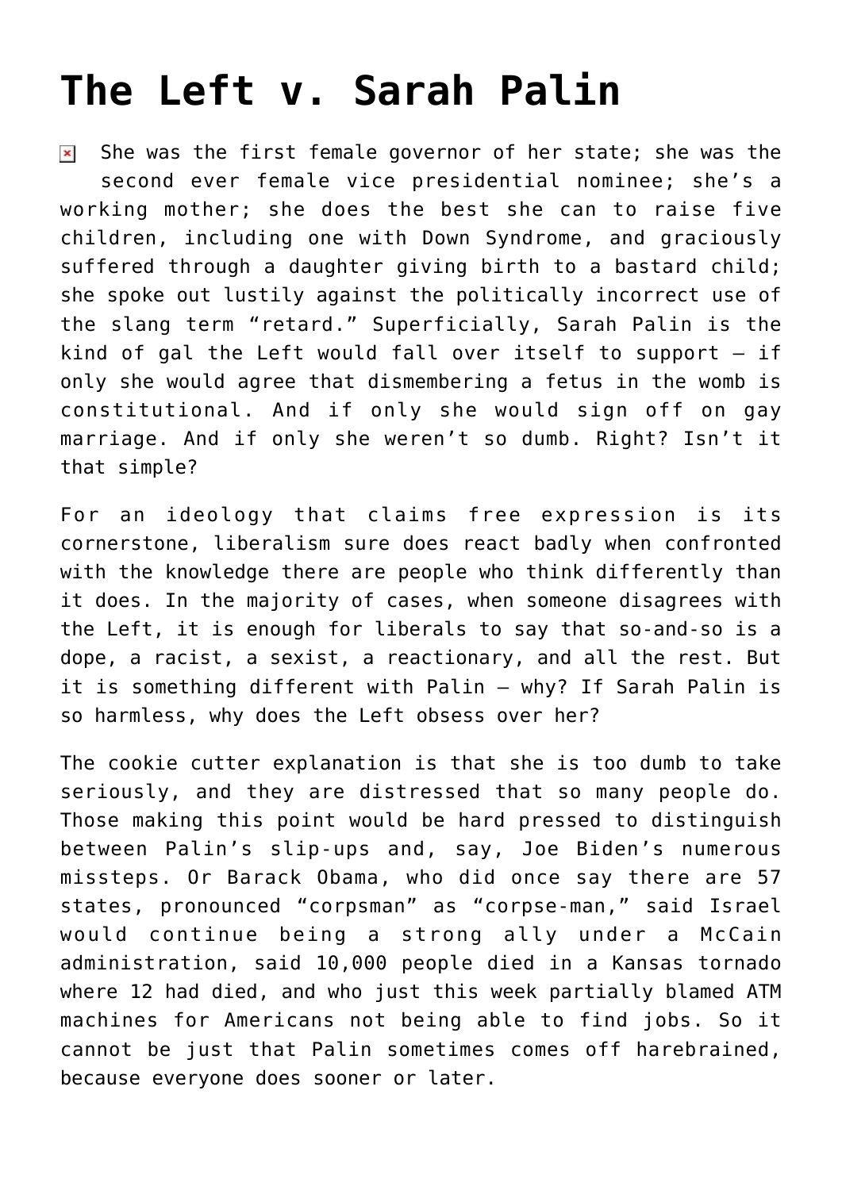# The Left v. Sarah Palin

She was the first female governor of her state; she was the second ever female vice presidential nominee; she's a working mother; she does the best she can to raise five children, including one with Down Syndrome, and graciously suffered through a daughter giving birth to a bastard child; she spoke out lustily against the politically incorrect use of the slang term "retard." Superficially, Sarah Palin is the kind of gal the Left would fall over itself to support – if only she would agree that dismembering a fetus in the womb is constitutional. And if only she would sign off on gay marriage. And if only she weren't so dumb. Right? Isn't it that simple?

For an ideology that claims free expression is its cornerstone, liberalism sure does react badly when confronted with the knowledge there are people who think differently than it does. In the majority of cases, when someone disagrees with the Left, it is enough for liberals to say that so-and-so is a dope, a racist, a sexist, a reactionary, and all the rest. But it is something different with Palin – why? If Sarah Palin is so harmless, why does the Left obsess over her?

The cookie cutter explanation is that she is too dumb to take seriously, and they are distressed that so many people do. Those making this point would be hard pressed to distinguish between Palin's slip-ups and, say, Joe Biden's numerous missteps. Or Barack Obama, who did once say there are 57 states, pronounced "corpsman" as "corpse-man," said Israel would continue being a strong ally under a McCain administration, said 10,000 people died in a Kansas tornado where 12 had died, and who just this week partially blamed ATM machines for Americans not being able to find jobs. So it cannot be just that Palin sometimes comes off harebrained, because everyone does sooner or later.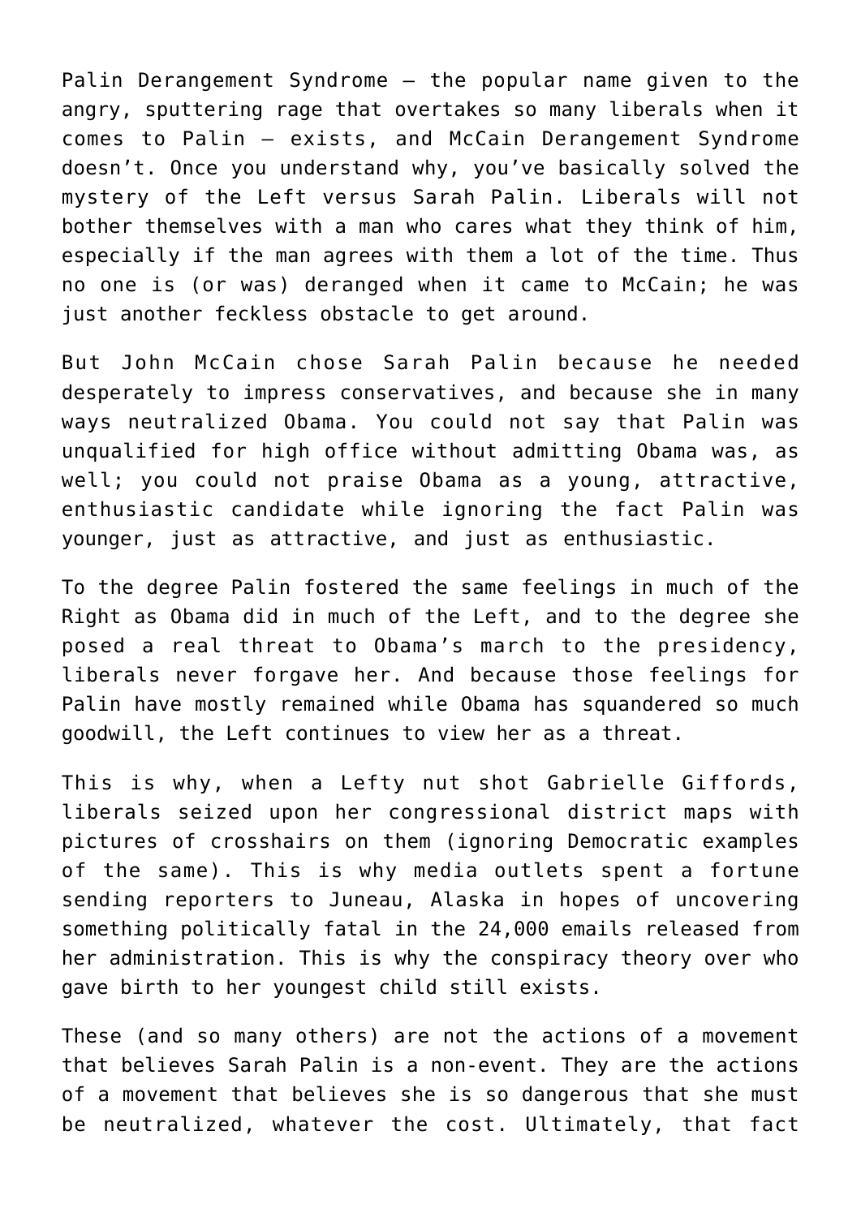Palin Derangement Syndrome – the popular name given to the angry, sputtering rage that overtakes so many liberals when it comes to Palin – exists, and McCain Derangement Syndrome doesn't. Once you understand why, you've basically solved the mystery of the Left versus Sarah Palin. Liberals will not bother themselves with a man who cares what they think of him, especially if the man agrees with them a lot of the time. Thus no one is (or was) deranged when it came to McCain; he was just another feckless obstacle to get around.

But John McCain chose Sarah Palin because he needed desperately to impress conservatives, and because she in many ways neutralized Obama. You could not say that Palin was unqualified for high office without admitting Obama was, as well; you could not praise Obama as a young, attractive, enthusiastic candidate while ignoring the fact Palin was younger, just as attractive, and just as enthusiastic.

To the degree Palin fostered the same feelings in much of the Right as Obama did in much of the Left, and to the degree she posed a real threat to Obama's march to the presidency, liberals never forgave her. And because those feelings for Palin have mostly remained while Obama has squandered so much goodwill, the Left continues to view her as a threat.

This is why, when a Lefty nut shot Gabrielle Giffords, liberals seized upon her congressional district maps with pictures of crosshairs on them (ignoring Democratic examples of the same). This is why media outlets spent a fortune sending reporters to Juneau, Alaska in hopes of uncovering something politically fatal in the 24,000 emails released from her administration. This is why the conspiracy theory over who gave birth to her youngest child still exists.

These (and so many others) are not the actions of a movement that believes Sarah Palin is a non-event. They are the actions of a movement that believes she is so dangerous that she must be neutralized, whatever the cost. Ultimately, that fact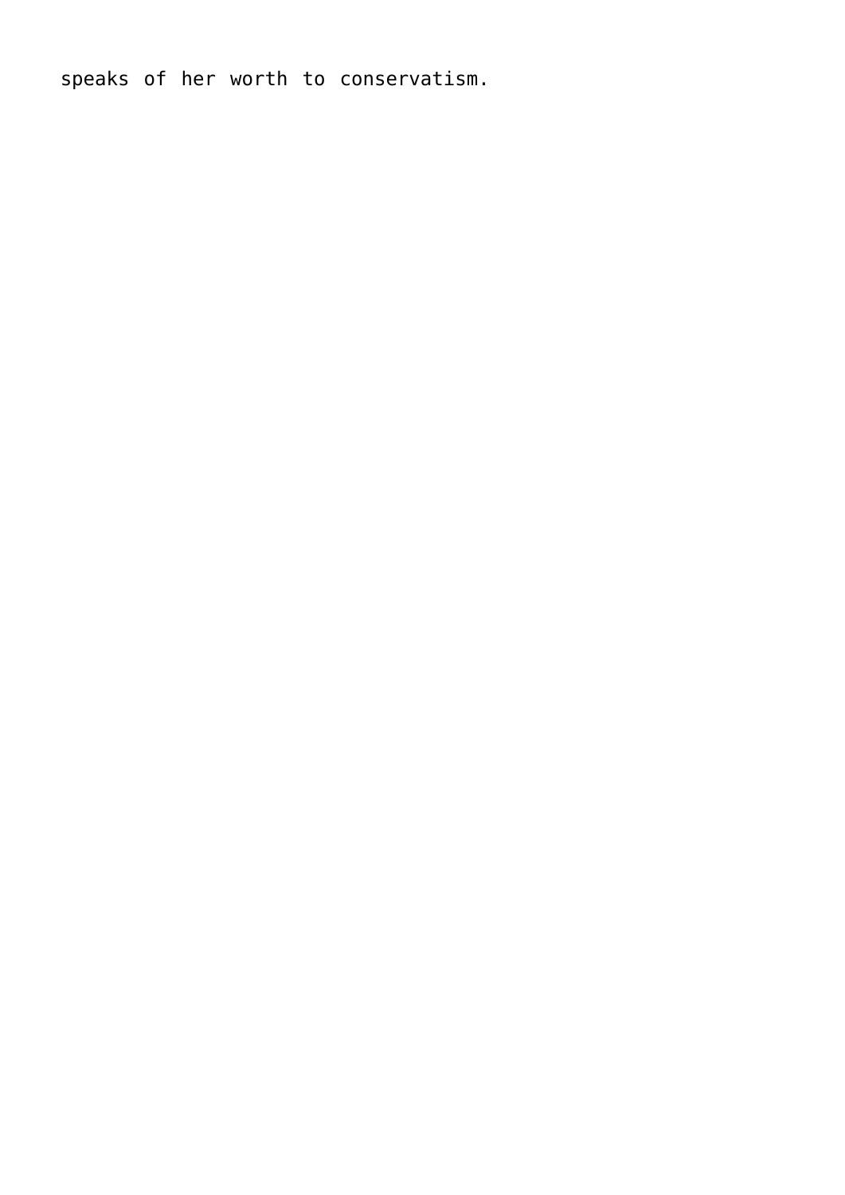speaks of her worth to conservatism.